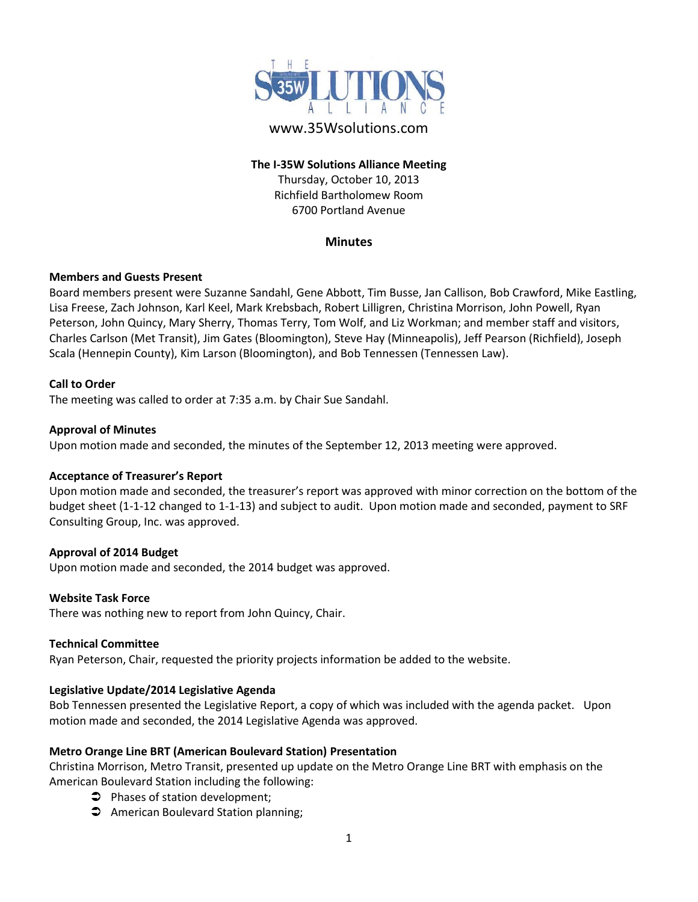# THE SOLUTIONS ALLIANCE

www.35Wsolutions.com

**The I-35W Solutions Alliance Meeting**
Thursday, October 10, 2013
Richfield Bartholomew Room
6700 Portland Avenue

## Minutes

**Members and Guests Present**
Board members present were Suzanne Sandahl, Gene Abbott, Tim Busse, Jan Callison, Bob Crawford, Mike Eastling, Lisa Freese, Zach Johnson, Karl Keel, Mark Krebsbach, Robert Lilligren, Christina Morrison, John Powell, Ryan Peterson, John Quincy, Mary Sherry, Thomas Terry, Tom Wolf, and Liz Workman; and member staff and visitors, Charles Carlson (Met Transit), Jim Gates (Bloomington), Steve Hay (Minneapolis), Jeff Pearson (Richfield), Joseph Scala (Hennepin County), Kim Larson (Bloomington), and Bob Tennessen (Tennessen Law).

**Call to Order**
The meeting was called to order at 7:35 a.m. by Chair Sue Sandahl.

**Approval of Minutes**
Upon motion made and seconded, the minutes of the September 12, 2013 meeting were approved.

**Acceptance of Treasurer's Report**
Upon motion made and seconded, the treasurer's report was approved with minor correction on the bottom of the budget sheet (1-1-12 changed to 1-1-13) and subject to audit. Upon motion made and seconded, payment to SRF Consulting Group, Inc. was approved.

**Approval of 2014 Budget**
Upon motion made and seconded, the 2014 budget was approved.

**Website Task Force**
There was nothing new to report from John Quincy, Chair.

**Technical Committee**
Ryan Peterson, Chair, requested the priority projects information be added to the website.

**Legislative Update/2014 Legislative Agenda**
Bob Tennessen presented the Legislative Report, a copy of which was included with the agenda packet. Upon motion made and seconded, the 2014 Legislative Agenda was approved.

**Metro Orange Line BRT (American Boulevard Station) Presentation**
Christina Morrison, Metro Transit, presented up update on the Metro Orange Line BRT with emphasis on the American Boulevard Station including the following:

- Phases of station development;
- American Boulevard Station planning;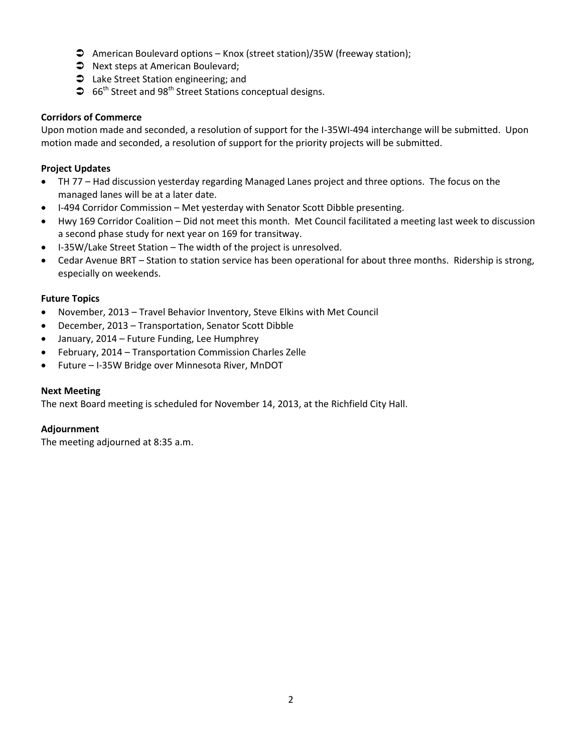- American Boulevard options – Knox (street station)/35W (freeway station);
- Next steps at American Boulevard;
- Lake Street Station engineering; and
- 66th Street and 98th Street Stations conceptual designs.

**Corridors of Commerce**

Upon motion made and seconded, a resolution of support for the I-35WI-494 interchange will be submitted. Upon motion made and seconded, a resolution of support for the priority projects will be submitted.

**Project Updates**

- TH 77 – Had discussion yesterday regarding Managed Lanes project and three options. The focus on the managed lanes will be at a later date.
- I-494 Corridor Commission – Met yesterday with Senator Scott Dibble presenting.
- Hwy 169 Corridor Coalition – Did not meet this month. Met Council facilitated a meeting last week to discussion a second phase study for next year on 169 for transitway.
- I-35W/Lake Street Station – The width of the project is unresolved.
- Cedar Avenue BRT – Station to station service has been operational for about three months. Ridership is strong, especially on weekends.

**Future Topics**

- November, 2013 – Travel Behavior Inventory, Steve Elkins with Met Council
- December, 2013 – Transportation, Senator Scott Dibble
- January, 2014 – Future Funding, Lee Humphrey
- February, 2014 – Transportation Commission Charles Zelle
- Future – I-35W Bridge over Minnesota River, MnDOT

**Next Meeting**

The next Board meeting is scheduled for November 14, 2013, at the Richfield City Hall.

**Adjournment**

The meeting adjourned at 8:35 a.m.